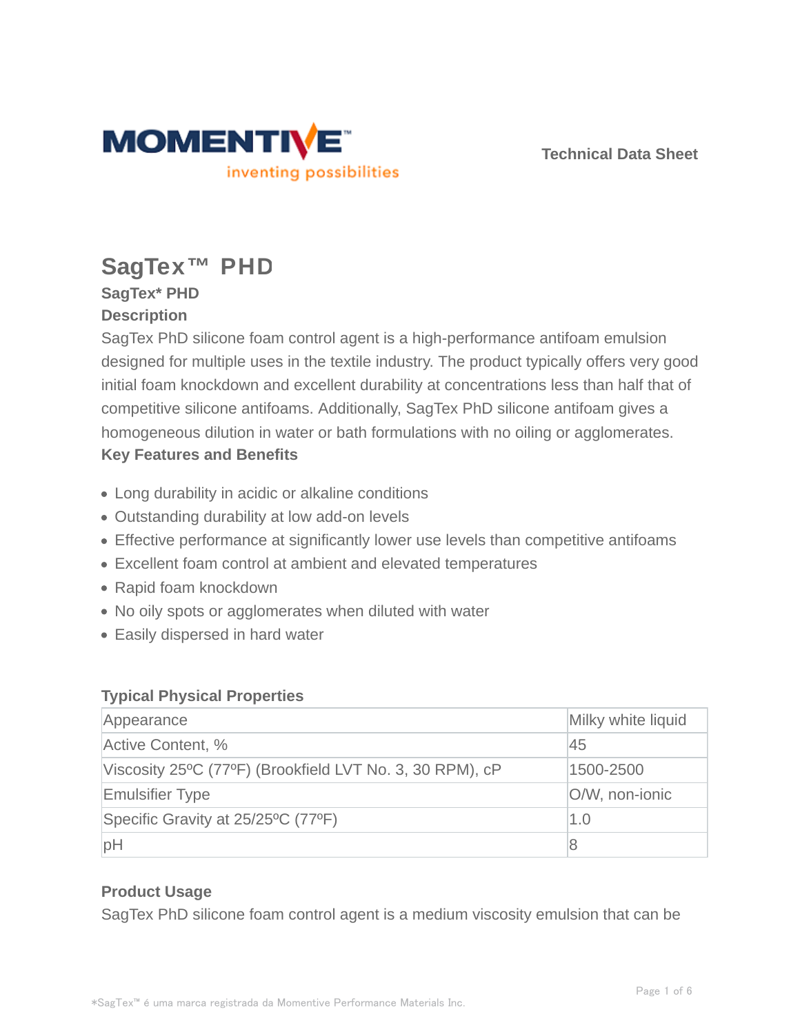Technical Data Sheet

# SagTex™ PHD

## SagTex* PHD

### Description

SagTex PhD silicone foam control agent is a high-performance antifoam emulsion designed for multiple uses in the textile industry. The product typically offers very good initial foam knockdown and excellent durability at concentrations less than half that of competitive silicone antifoams. Additionally, SagTex PhD silicone antifoam gives a homogeneous dilution in water or bath formulations with no oiling or agglomerates.

### Key Features and Benefits

- Long durability in acidic or alkaline conditions
- Outstanding durability at low add-on levels
- Effective performance at significantly lower use levels than competitive antifoams
- Excellent foam control at ambient and elevated temperatures
- Rapid foam knockdown
- No oily spots or agglomerates when diluted with water
- Easily dispersed in hard water

### Typical Physical Properties

| Property | Value |
|---|---|
| Appearance | Milky white liquid |
| Active Content, % | 45 |
| Viscosity 25ºC (77ºF) (Brookfield LVT No. 3, 30 RPM), cP | 1500-2500 |
| Emulsifier Type | O/W, non-ionic |
| Specific Gravity at 25/25ºC (77ºF) | 1.0 |
| pH | 8 |

### Product Usage

SagTex PhD silicone foam control agent is a medium viscosity emulsion that can be

*SagTex™ é uma marca registrada da Momentive Performance Materials Inc.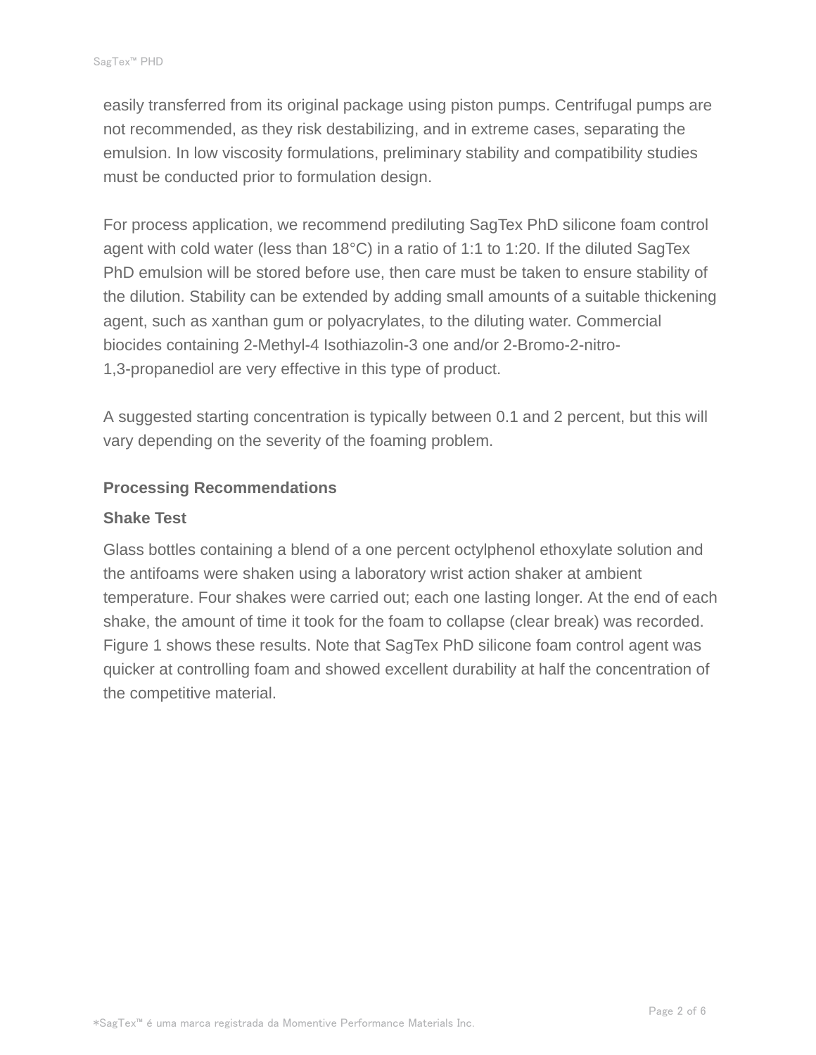easily transferred from its original package using piston pumps. Centrifugal pumps are not recommended, as they risk destabilizing, and in extreme cases, separating the emulsion. In low viscosity formulations, preliminary stability and compatibility studies must be conducted prior to formulation design.

For process application, we recommend prediluting SagTex PhD silicone foam control agent with cold water (less than 18°C) in a ratio of 1:1 to 1:20. If the diluted SagTex PhD emulsion will be stored before use, then care must be taken to ensure stability of the dilution. Stability can be extended by adding small amounts of a suitable thickening agent, such as xanthan gum or polyacrylates, to the diluting water. Commercial biocides containing 2-Methyl-4 Isothiazolin-3 one and/or 2-Bromo-2-nitro-1,3-propanediol are very effective in this type of product.

A suggested starting concentration is typically between 0.1 and 2 percent, but this will vary depending on the severity of the foaming problem.

### Processing Recommendations

### Shake Test

Glass bottles containing a blend of a one percent octylphenol ethoxylate solution and the antifoams were shaken using a laboratory wrist action shaker at ambient temperature. Four shakes were carried out; each one lasting longer. At the end of each shake, the amount of time it took for the foam to collapse (clear break) was recorded. Figure 1 shows these results. Note that SagTex PhD silicone foam control agent was quicker at controlling foam and showed excellent durability at half the concentration of the competitive material.

*SagTex™ é uma marca registrada da Momentive Performance Materials Inc.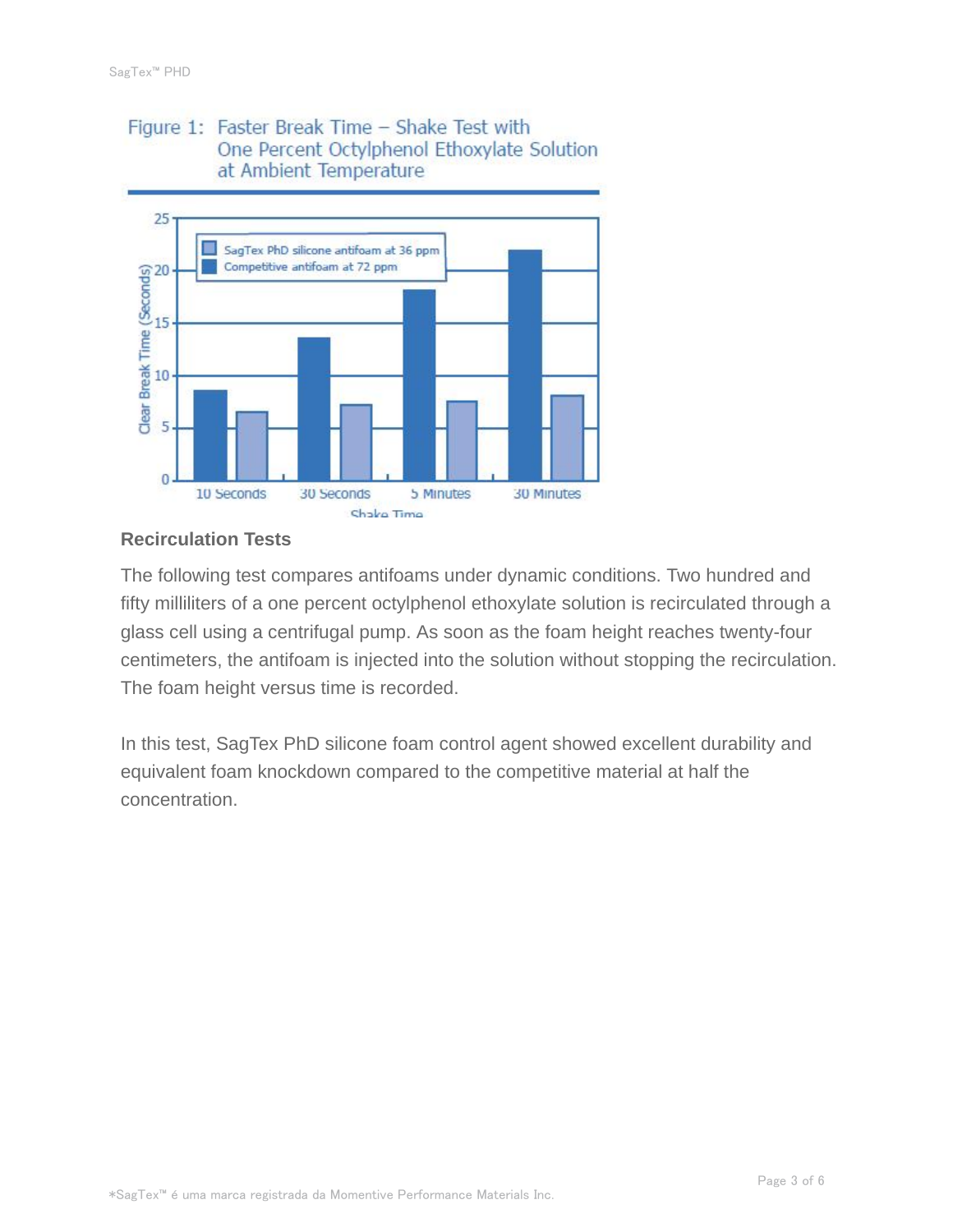Figure 1: Faster Break Time – Shake Test with One Percent Octylphenol Ethoxylate Solution at Ambient Temperature

## Recirculation Tests

The following test compares antifoams under dynamic conditions. Two hundred and fifty milliliters of a one percent octylphenol ethoxylate solution is recirculated through a glass cell using a centrifugal pump. As soon as the foam height reaches twenty-four centimeters, the antifoam is injected into the solution without stopping the recirculation. The foam height versus time is recorded.

In this test, SagTex PhD silicone foam control agent showed excellent durability and equivalent foam knockdown compared to the competitive material at half the concentration.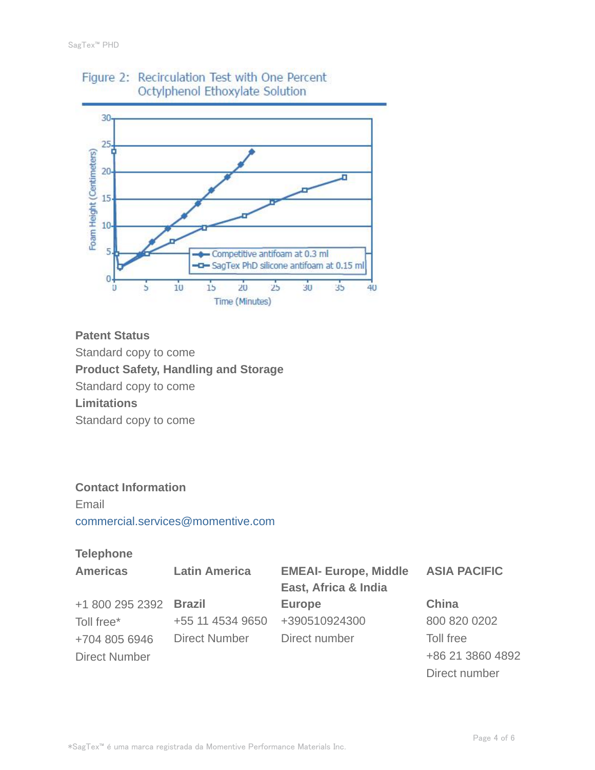Figure 2: Recirculation Test with One Percent Octylphenol Ethoxylate Solution

**Patent Status**

Standard copy to come

**Product Safety, Handling and Storage**

Standard copy to come

**Limitations**

Standard copy to come

**Contact Information**

Email

commercial.services@momentive.com

**Telephone**

| **Americas** | **Latin America** | **EMEAI- Europe, Middle East, Africa & India** | **ASIA PACIFIC** |
|---|---|---|---|
| +1 800 295 2392 | **Brazil** | **Europe** | **China** |
| Toll free* | +55 11 4534 9650 | +390510924300 | 800 820 0202 |
| +704 805 6946 | Direct Number | Direct number | Toll free |
| Direct Number | | | +86 21 3860 4892 |
| | | | Direct number |

*SagTex™ é uma marca registrada da Momentive Performance Materials Inc.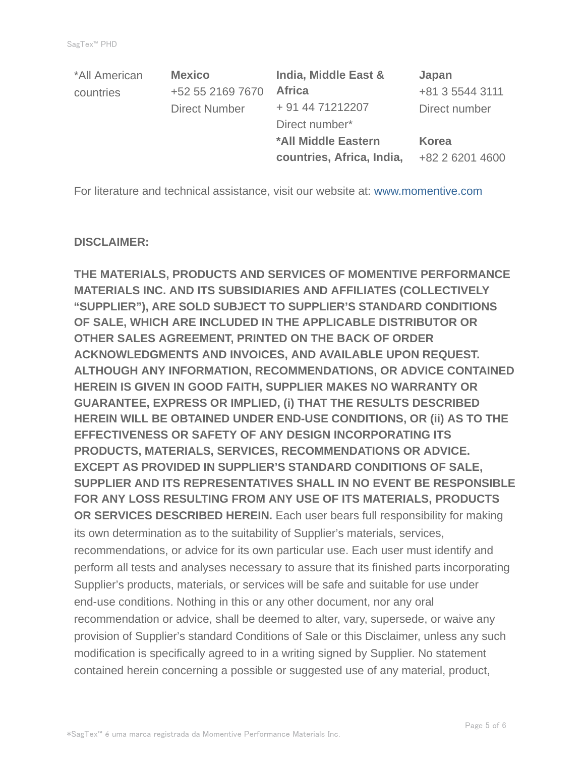| *All American countries | **Mexico** | **India, Middle East & Africa** | **Japan** |
| --- | --- | --- | --- |
| | +52 55 2169 7670 | + 91 44 71212207 | +81 3 5544 3111 |
| | Direct Number | Direct number* | Direct number |
| | | ***All Middle Eastern countries, Africa, India,** | **Korea** |
| | | | +82 2 6201 4600 |

For literature and technical assistance, visit our website at: www.momentive.com

**DISCLAIMER:**

**THE MATERIALS, PRODUCTS AND SERVICES OF MOMENTIVE PERFORMANCE MATERIALS INC. AND ITS SUBSIDIARIES AND AFFILIATES (COLLECTIVELY "SUPPLIER"), ARE SOLD SUBJECT TO SUPPLIER'S STANDARD CONDITIONS OF SALE, WHICH ARE INCLUDED IN THE APPLICABLE DISTRIBUTOR OR OTHER SALES AGREEMENT, PRINTED ON THE BACK OF ORDER ACKNOWLEDGMENTS AND INVOICES, AND AVAILABLE UPON REQUEST. ALTHOUGH ANY INFORMATION, RECOMMENDATIONS, OR ADVICE CONTAINED HEREIN IS GIVEN IN GOOD FAITH, SUPPLIER MAKES NO WARRANTY OR GUARANTEE, EXPRESS OR IMPLIED, (i) THAT THE RESULTS DESCRIBED HEREIN WILL BE OBTAINED UNDER END-USE CONDITIONS, OR (ii) AS TO THE EFFECTIVENESS OR SAFETY OF ANY DESIGN INCORPORATING ITS PRODUCTS, MATERIALS, SERVICES, RECOMMENDATIONS OR ADVICE. EXCEPT AS PROVIDED IN SUPPLIER'S STANDARD CONDITIONS OF SALE, SUPPLIER AND ITS REPRESENTATIVES SHALL IN NO EVENT BE RESPONSIBLE FOR ANY LOSS RESULTING FROM ANY USE OF ITS MATERIALS, PRODUCTS OR SERVICES DESCRIBED HEREIN.** Each user bears full responsibility for making its own determination as to the suitability of Supplier's materials, services, recommendations, or advice for its own particular use. Each user must identify and perform all tests and analyses necessary to assure that its finished parts incorporating Supplier's products, materials, or services will be safe and suitable for use under end-use conditions. Nothing in this or any other document, nor any oral recommendation or advice, shall be deemed to alter, vary, supersede, or waive any provision of Supplier's standard Conditions of Sale or this Disclaimer, unless any such modification is specifically agreed to in a writing signed by Supplier. No statement contained herein concerning a possible or suggested use of any material, product,

*SagTex™ é uma marca registrada da Momentive Performance Materials Inc.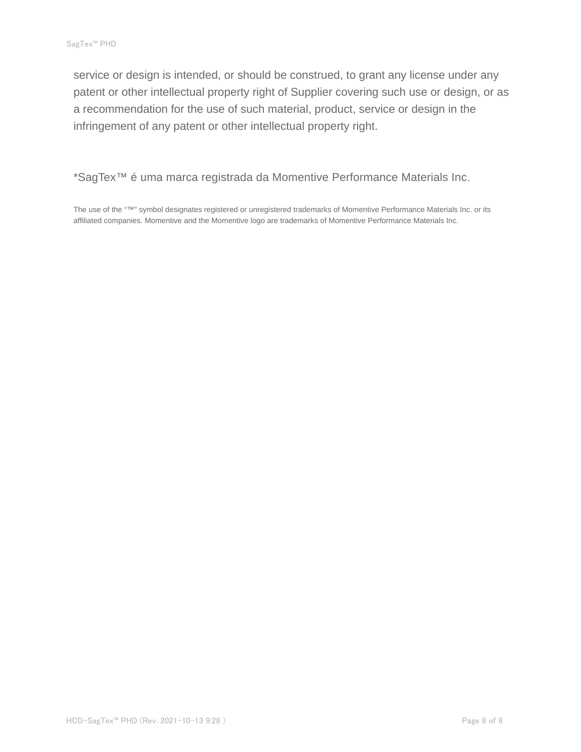service or design is intended, or should be construed, to grant any license under any patent or other intellectual property right of Supplier covering such use or design, or as a recommendation for the use of such material, product, service or design in the infringement of any patent or other intellectual property right.

*SagTex™ é uma marca registrada da Momentive Performance Materials Inc.

The use of the "™" symbol designates registered or unregistered trademarks of Momentive Performance Materials Inc. or its affiliated companies. Momentive and the Momentive logo are trademarks of Momentive Performance Materials Inc.